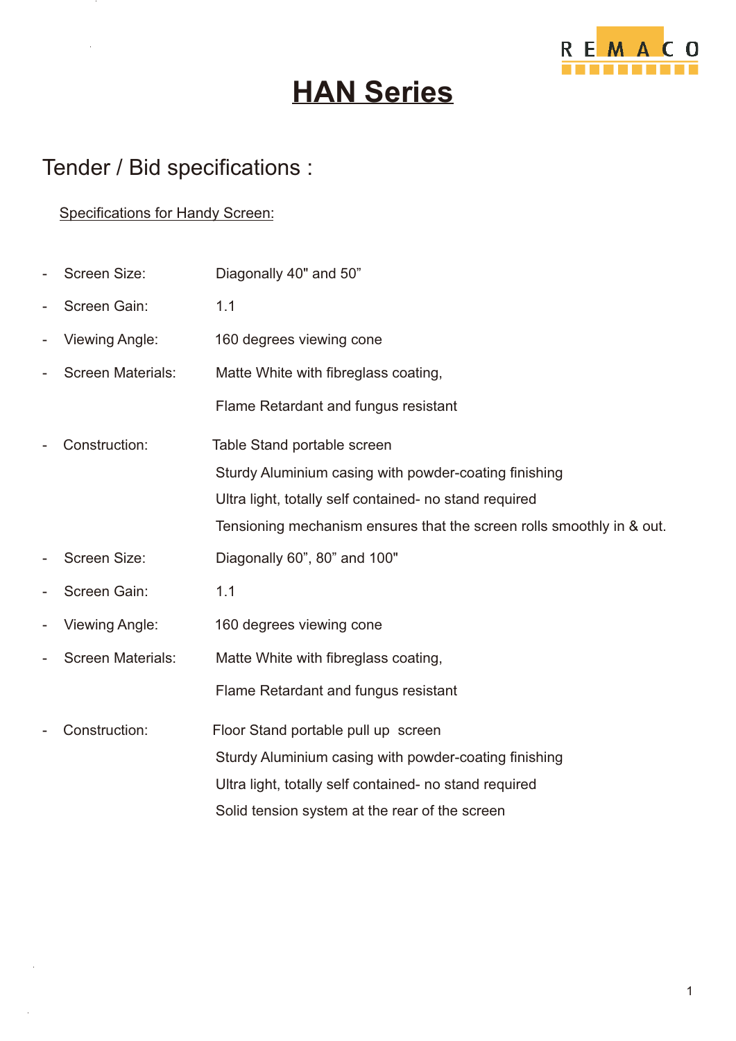REMACO

# HAN Series

## Tender / Bid specifications :

Specifications for Handy Screen:

- Screen Size: Diagonally 40" and 50”
- Screen Gain: 1.1
- Viewing Angle: 160 degrees viewing cone
- Screen Materials: Matte White with fibreglass coating,
  Flame Retardant and fungus resistant
- Construction: Table Stand portable screen
  Sturdy Aluminium casing with powder-coating finishing
  Ultra light, totally self contained- no stand required
  Tensioning mechanism ensures that the screen rolls smoothly in & out.
- Screen Size: Diagonally 60”, 80” and 100"
- Screen Gain: 1.1
- Viewing Angle: 160 degrees viewing cone
- Screen Materials: Matte White with fibreglass coating,
  Flame Retardant and fungus resistant
- Construction: Floor Stand portable pull up screen
  Sturdy Aluminium casing with powder-coating finishing
  Ultra light, totally self contained- no stand required
  Solid tension system at the rear of the screen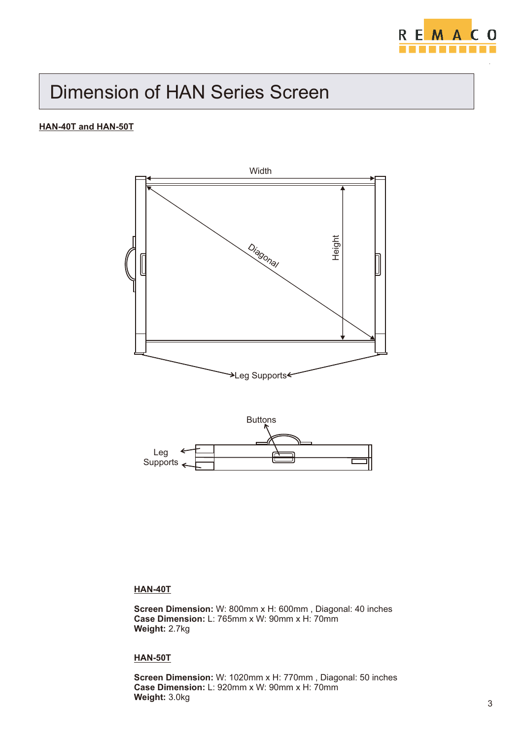# Dimension of HAN Series Screen

**HAN-40T and HAN-50T**

**HAN-40T**

**Screen Dimension:** W: 800mm x H: 600mm , Diagonal: 40 inches
**Case Dimension:** L: 765mm x W: 90mm x H: 70mm
**Weight:** 2.7kg

**HAN-50T**

**Screen Dimension:** W: 1020mm x H: 770mm , Diagonal: 50 inches
**Case Dimension:** L: 920mm x W: 90mm x H: 70mm
**Weight:** 3.0kg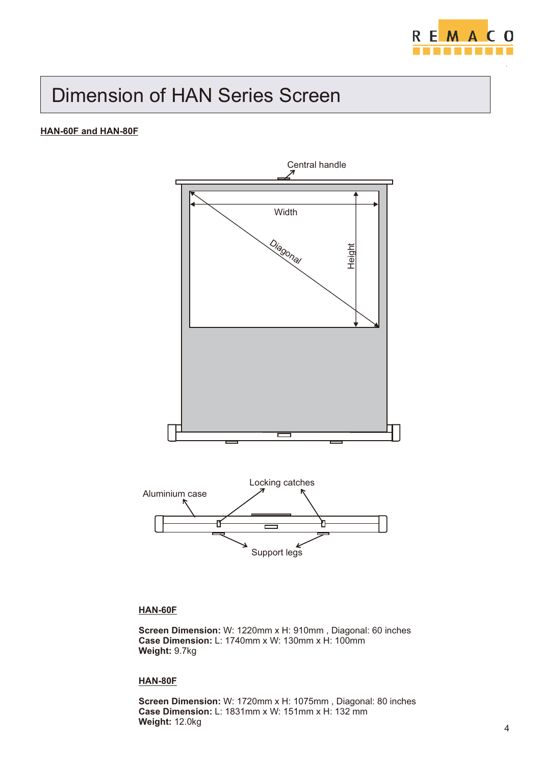# Dimension of HAN Series Screen

**HAN-60F and HAN-80F**

**HAN-60F**

**Screen Dimension:** W: 1220mm x H: 910mm , Diagonal: 60 inches
**Case Dimension:** L: 1740mm x W: 130mm x H: 100mm
**Weight:** 9.7kg

**HAN-80F**

**Screen Dimension:** W: 1720mm x H: 1075mm , Diagonal: 80 inches
**Case Dimension:** L: 1831mm x W: 151mm x H: 132 mm
**Weight:** 12.0kg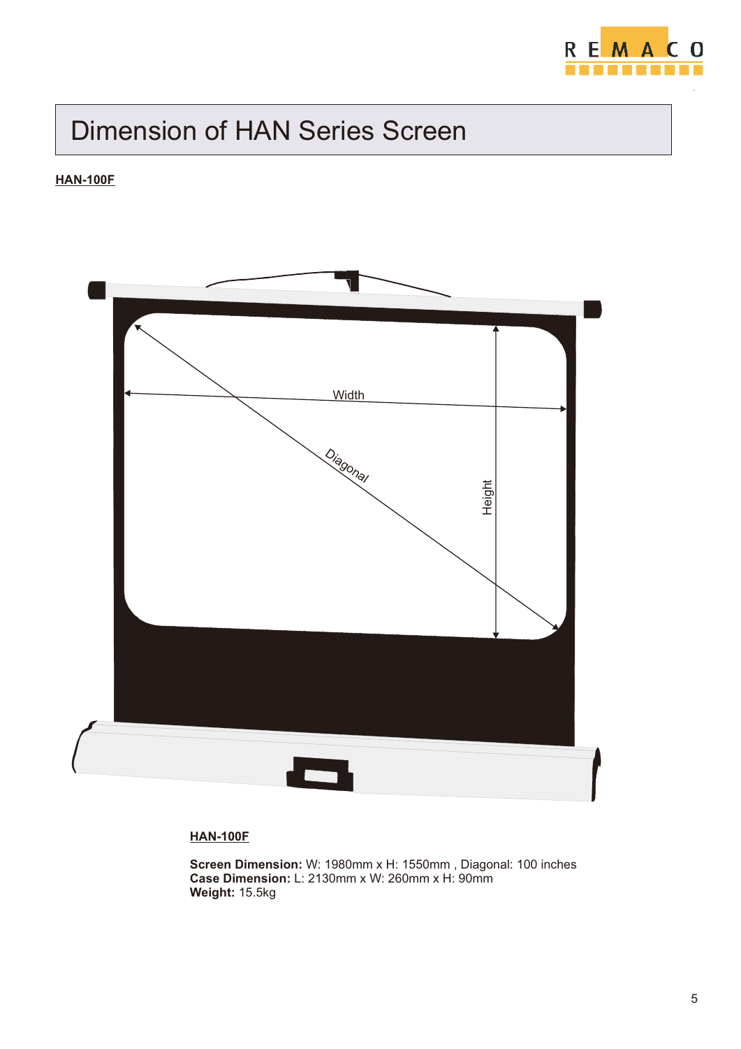# Dimension of HAN Series Screen

**HAN-100F**

Width

Diagonal

Height

**HAN-100F**

**Screen Dimension:** W: 1980mm x H: 1550mm , Diagonal: 100 inches
**Case Dimension:** L: 2130mm x W: 260mm x H: 90mm
**Weight:** 15.5kg